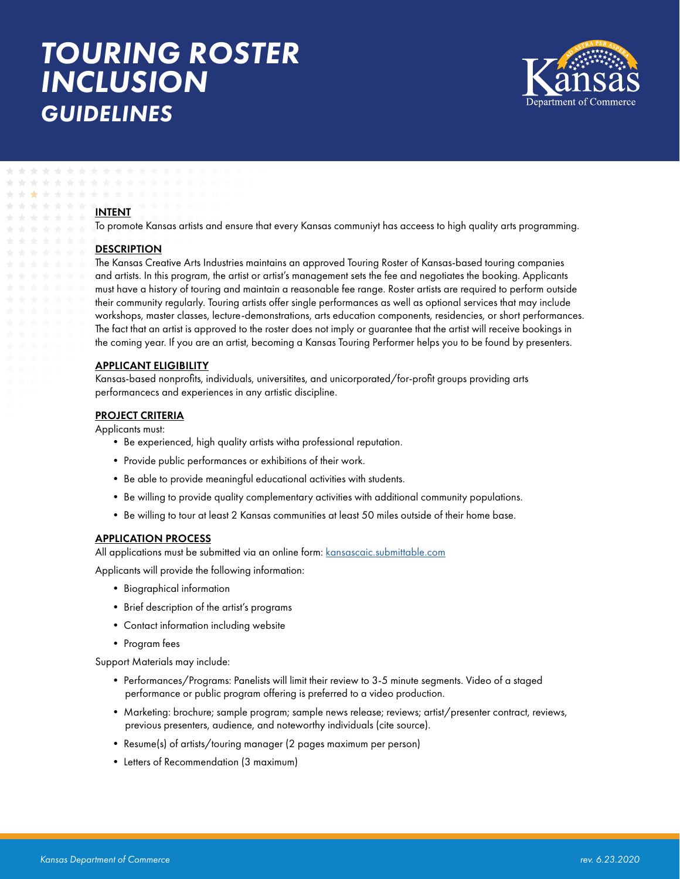# TOURING ROSTER INCLUSION

## GUIDELINES

Kansas Department of Commerce

### INTENT

To promote Kansas artists and ensure that every Kansas communiyt has access to high quality arts programming.

### DESCRIPTION

The Kansas Creative Arts Industries maintains an approved Touring Roster of Kansas-based touring companies and artists. In this program, the artist or artist's management sets the fee and negotiates the booking. Applicants must have a history of touring and maintain a reasonable fee range. Roster artists are required to perform outside their community regularly. Touring artists offer single performances as well as optional services that may include workshops, master classes, lecture-demonstrations, arts education components, residencies, or short performances. The fact that an artist is approved to the roster does not imply or guarantee that the artist will receive bookings in the coming year. If you are an artist, becoming a Kansas Touring Performer helps you to be found by presenters.

### APPLICANT ELIGIBILITY

Kansas-based nonprofits, individuals, universitites, and unicorporated/for-profit groups providing arts performancecs and experiences in any artistic discipline.

### PROJECT CRITERIA

Applicants must:

- Be experienced, high quality artists witha professional reputation.
- Provide public performances or exhibitions of their work.
- Be able to provide meaningful educational activities with students.
- Be willing to provide quality complementary activities with additional community populations.
- Be willing to tour at least 2 Kansas communities at least 50 miles outside of their home base.

### APPLICATION PROCESS

All applications must be submitted via an online form: [kansascaic.submittable.com](kansascaic.submittable.com)

Applicants will provide the following information:

- Biographical information
- Brief description of the artist's programs
- Contact information including website
- Program fees

Support Materials may include:

- Performances/Programs: Panelists will limit their review to 3-5 minute segments. Video of a staged performance or public program offering is preferred to a video production.
- Marketing: brochure; sample program; sample news release; reviews; artist/presenter contract, reviews, previous presenters, audience, and noteworthy individuals (cite source).
- Resume(s) of artists/touring manager (2 pages maximum per person)
- Letters of Recommendation (3 maximum)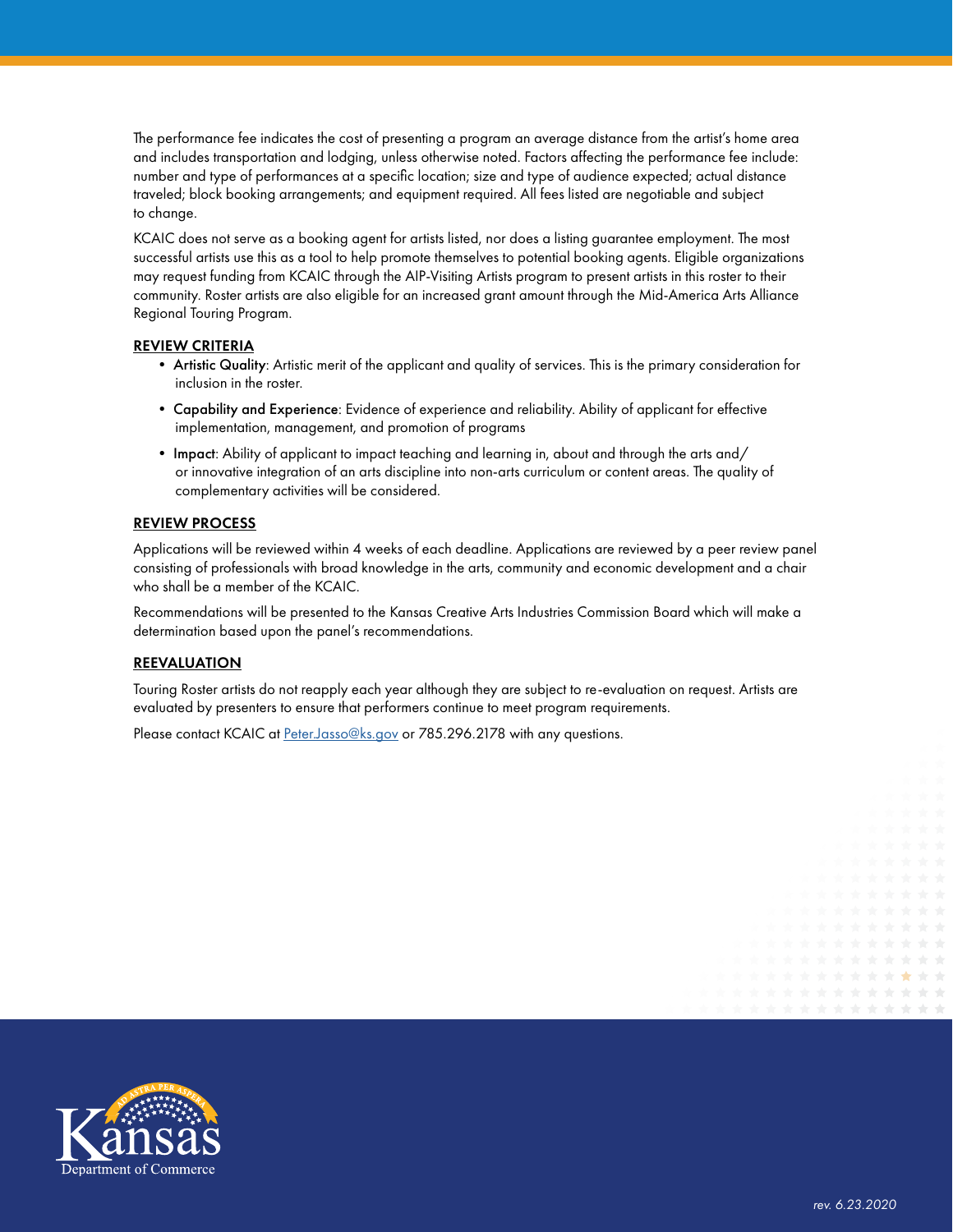The performance fee indicates the cost of presenting a program an average distance from the artist's home area and includes transportation and lodging, unless otherwise noted. Factors affecting the performance fee include: number and type of performances at a specific location; size and type of audience expected; actual distance traveled; block booking arrangements; and equipment required. All fees listed are negotiable and subject to change.

KCAIC does not serve as a booking agent for artists listed, nor does a listing guarantee employment. The most successful artists use this as a tool to help promote themselves to potential booking agents. Eligible organizations may request funding from KCAIC through the AIP-Visiting Artists program to present artists in this roster to their community. Roster artists are also eligible for an increased grant amount through the Mid-America Arts Alliance Regional Touring Program.

## REVIEW CRITERIA

- **Artistic Quality**: Artistic merit of the applicant and quality of services. This is the primary consideration for inclusion in the roster.
- **Capability and Experience**: Evidence of experience and reliability. Ability of applicant for effective implementation, management, and promotion of programs
- **Impact**: Ability of applicant to impact teaching and learning in, about and through the arts and/or innovative integration of an arts discipline into non-arts curriculum or content areas. The quality of complementary activities will be considered.

## REVIEW PROCESS

Applications will be reviewed within 4 weeks of each deadline. Applications are reviewed by a peer review panel consisting of professionals with broad knowledge in the arts, community and economic development and a chair who shall be a member of the KCAIC.

Recommendations will be presented to the Kansas Creative Arts Industries Commission Board which will make a determination based upon the panel's recommendations.

## REEVALUATION

Touring Roster artists do not reapply each year although they are subject to re-evaluation on request. Artists are evaluated by presenters to ensure that performers continue to meet program requirements.

Please contact KCAIC at Peter.Jasso@ks.gov or 785.296.2178 with any questions.

Kansas Department of Commerce

*rev. 6.23.2020*